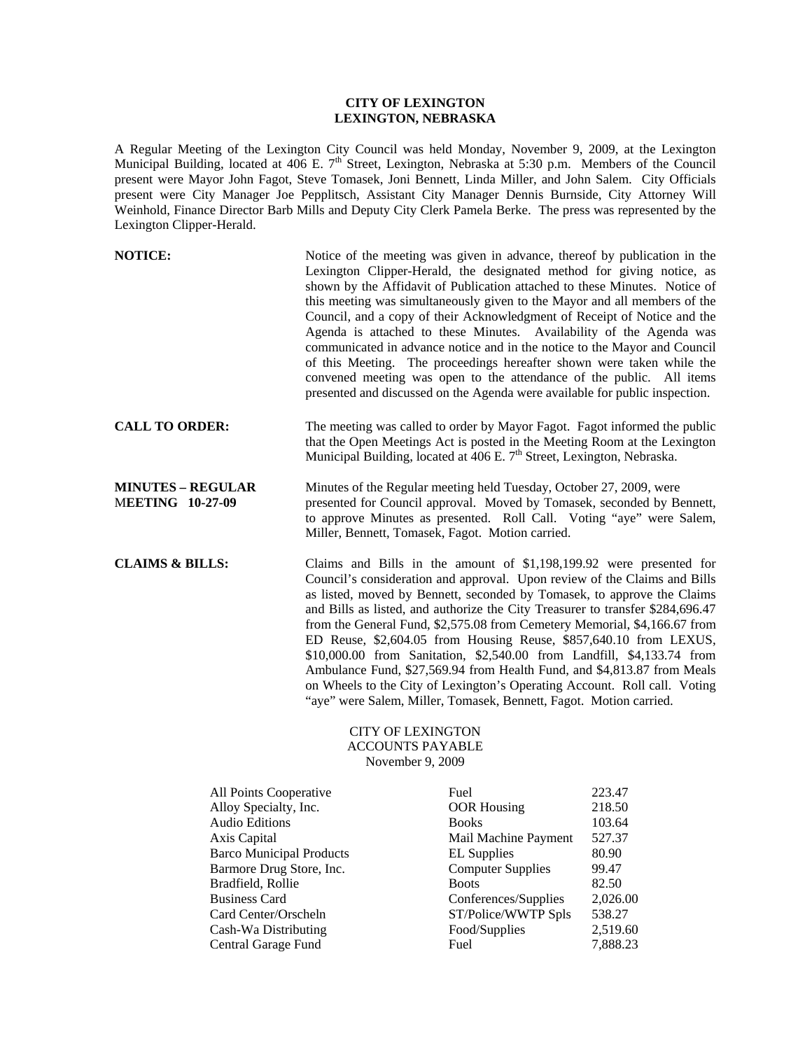**CITY OF LEXINGTON**
**LEXINGTON, NEBRASKA**

A Regular Meeting of the Lexington City Council was held Monday, November 9, 2009, at the Lexington Municipal Building, located at 406 E. 7th Street, Lexington, Nebraska at 5:30 p.m. Members of the Council present were Mayor John Fagot, Steve Tomasek, Joni Bennett, Linda Miller, and John Salem. City Officials present were City Manager Joe Pepplitsch, Assistant City Manager Dennis Burnside, City Attorney Will Weinhold, Finance Director Barb Mills and Deputy City Clerk Pamela Berke. The press was represented by the Lexington Clipper-Herald.

**NOTICE:** Notice of the meeting was given in advance, thereof by publication in the Lexington Clipper-Herald, the designated method for giving notice, as shown by the Affidavit of Publication attached to these Minutes. Notice of this meeting was simultaneously given to the Mayor and all members of the Council, and a copy of their Acknowledgment of Receipt of Notice and the Agenda is attached to these Minutes. Availability of the Agenda was communicated in advance notice and in the notice to the Mayor and Council of this Meeting. The proceedings hereafter shown were taken while the convened meeting was open to the attendance of the public. All items presented and discussed on the Agenda were available for public inspection.

**CALL TO ORDER:** The meeting was called to order by Mayor Fagot. Fagot informed the public that the Open Meetings Act is posted in the Meeting Room at the Lexington Municipal Building, located at 406 E. 7th Street, Lexington, Nebraska.

**MINUTES – REGULAR MEETING 10-27-09** Minutes of the Regular meeting held Tuesday, October 27, 2009, were presented for Council approval. Moved by Tomasek, seconded by Bennett, to approve Minutes as presented. Roll Call. Voting "aye" were Salem, Miller, Bennett, Tomasek, Fagot. Motion carried.

**CLAIMS & BILLS:** Claims and Bills in the amount of $1,198,199.92 were presented for Council's consideration and approval. Upon review of the Claims and Bills as listed, moved by Bennett, seconded by Tomasek, to approve the Claims and Bills as listed, and authorize the City Treasurer to transfer $284,696.47 from the General Fund, $2,575.08 from Cemetery Memorial, $4,166.67 from ED Reuse, $2,604.05 from Housing Reuse, $857,640.10 from LEXUS, $10,000.00 from Sanitation, $2,540.00 from Landfill, $4,133.74 from Ambulance Fund, $27,569.94 from Health Fund, and $4,813.87 from Meals on Wheels to the City of Lexington's Operating Account. Roll call. Voting "aye" were Salem, Miller, Tomasek, Bennett, Fagot. Motion carried.

CITY OF LEXINGTON
ACCOUNTS PAYABLE
November 9, 2009

| | | |
|---|---|---|
| All Points Cooperative | Fuel | 223.47 |
| Alloy Specialty, Inc. | OOR Housing | 218.50 |
| Audio Editions | Books | 103.64 |
| Axis Capital | Mail Machine Payment | 527.37 |
| Barco Municipal Products | EL Supplies | 80.90 |
| Barmore Drug Store, Inc. | Computer Supplies | 99.47 |
| Bradfield, Rollie | Boots | 82.50 |
| Business Card | Conferences/Supplies | 2,026.00 |
| Card Center/Orscheln | ST/Police/WWTP Spls | 538.27 |
| Cash-Wa Distributing | Food/Supplies | 2,519.60 |
| Central Garage Fund | Fuel | 7,888.23 |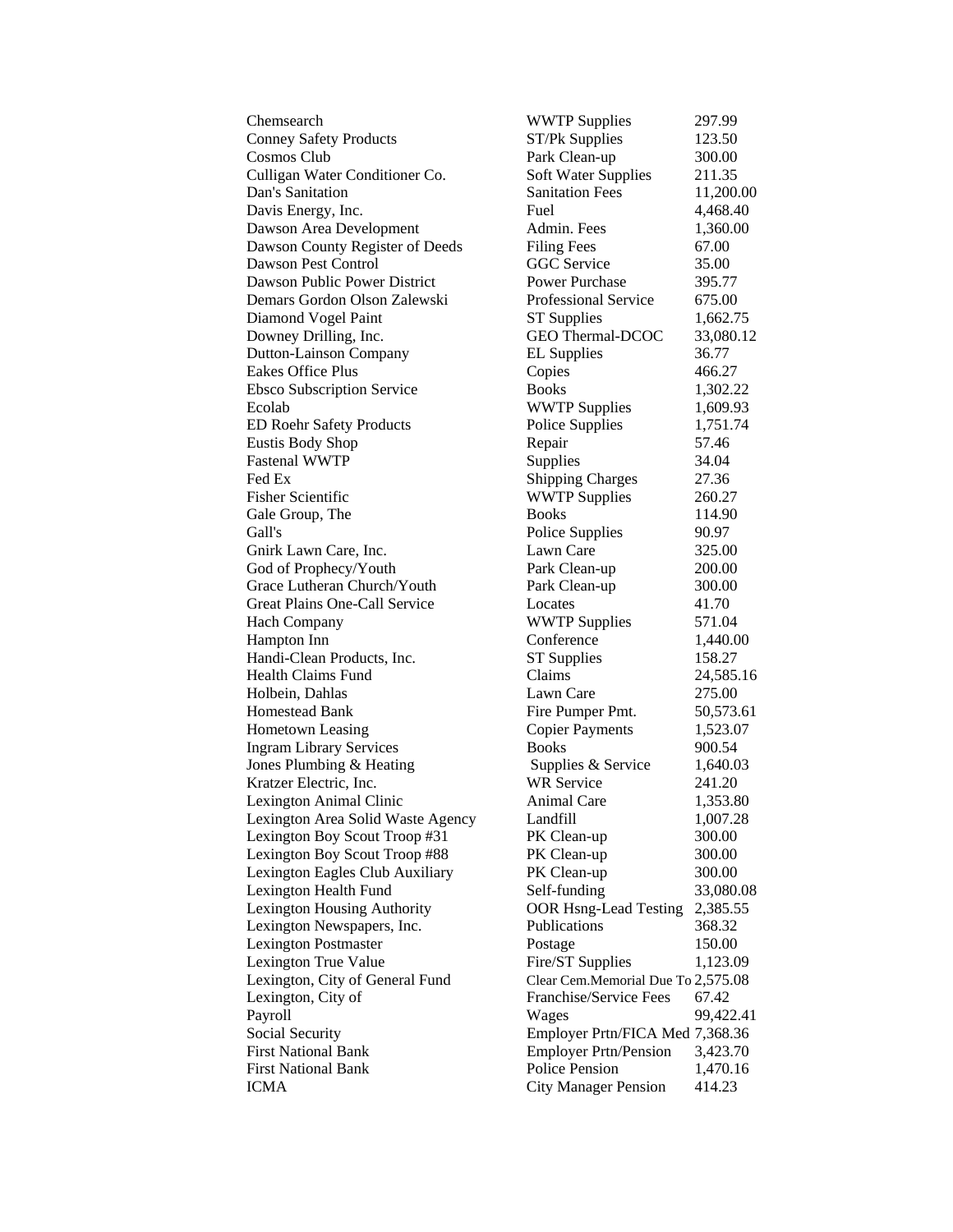| | | |
|---|---|---|
| Chemsearch | WWTP Supplies | 297.99 |
| Conney Safety Products | ST/Pk Supplies | 123.50 |
| Cosmos Club | Park Clean-up | 300.00 |
| Culligan Water Conditioner Co. | Soft Water Supplies | 211.35 |
| Dan's Sanitation | Sanitation Fees | 11,200.00 |
| Davis Energy, Inc. | Fuel | 4,468.40 |
| Dawson Area Development | Admin. Fees | 1,360.00 |
| Dawson County Register of Deeds | Filing Fees | 67.00 |
| Dawson Pest Control | GGC Service | 35.00 |
| Dawson Public Power District | Power Purchase | 395.77 |
| Demars Gordon Olson Zalewski | Professional Service | 675.00 |
| Diamond Vogel Paint | ST Supplies | 1,662.75 |
| Downey Drilling, Inc. | GEO Thermal-DCOC | 33,080.12 |
| Dutton-Lainson Company | EL Supplies | 36.77 |
| Eakes Office Plus | Copies | 466.27 |
| Ebsco Subscription Service | Books | 1,302.22 |
| Ecolab | WWTP Supplies | 1,609.93 |
| ED Roehr Safety Products | Police Supplies | 1,751.74 |
| Eustis Body Shop | Repair | 57.46 |
| Fastenal WWTP | Supplies | 34.04 |
| Fed Ex | Shipping Charges | 27.36 |
| Fisher Scientific | WWTP Supplies | 260.27 |
| Gale Group, The | Books | 114.90 |
| Gall's | Police Supplies | 90.97 |
| Gnirk Lawn Care, Inc. | Lawn Care | 325.00 |
| God of Prophecy/Youth | Park Clean-up | 200.00 |
| Grace Lutheran Church/Youth | Park Clean-up | 300.00 |
| Great Plains One-Call Service | Locates | 41.70 |
| Hach Company | WWTP Supplies | 571.04 |
| Hampton Inn | Conference | 1,440.00 |
| Handi-Clean Products, Inc. | ST Supplies | 158.27 |
| Health Claims Fund | Claims | 24,585.16 |
| Holbein, Dahlas | Lawn Care | 275.00 |
| Homestead Bank | Fire Pumper Pmt. | 50,573.61 |
| Hometown Leasing | Copier Payments | 1,523.07 |
| Ingram Library Services | Books | 900.54 |
| Jones Plumbing & Heating | Supplies & Service | 1,640.03 |
| Kratzer Electric, Inc. | WR Service | 241.20 |
| Lexington Animal Clinic | Animal Care | 1,353.80 |
| Lexington Area Solid Waste Agency | Landfill | 1,007.28 |
| Lexington Boy Scout Troop #31 | PK Clean-up | 300.00 |
| Lexington Boy Scout Troop #88 | PK Clean-up | 300.00 |
| Lexington Eagles Club Auxiliary | PK Clean-up | 300.00 |
| Lexington Health Fund | Self-funding | 33,080.08 |
| Lexington Housing Authority | OOR Hsng-Lead Testing | 2,385.55 |
| Lexington Newspapers, Inc. | Publications | 368.32 |
| Lexington Postmaster | Postage | 150.00 |
| Lexington True Value | Fire/ST Supplies | 1,123.09 |
| Lexington, City of General Fund | Clear Cem.Memorial Due To | 2,575.08 |
| Lexington, City of | Franchise/Service Fees | 67.42 |
| Payroll | Wages | 99,422.41 |
| Social Security | Employer Prtn/FICA Med | 7,368.36 |
| First National Bank | Employer Prtn/Pension | 3,423.70 |
| First National Bank | Police Pension | 1,470.16 |
| ICMA | City Manager Pension | 414.23 |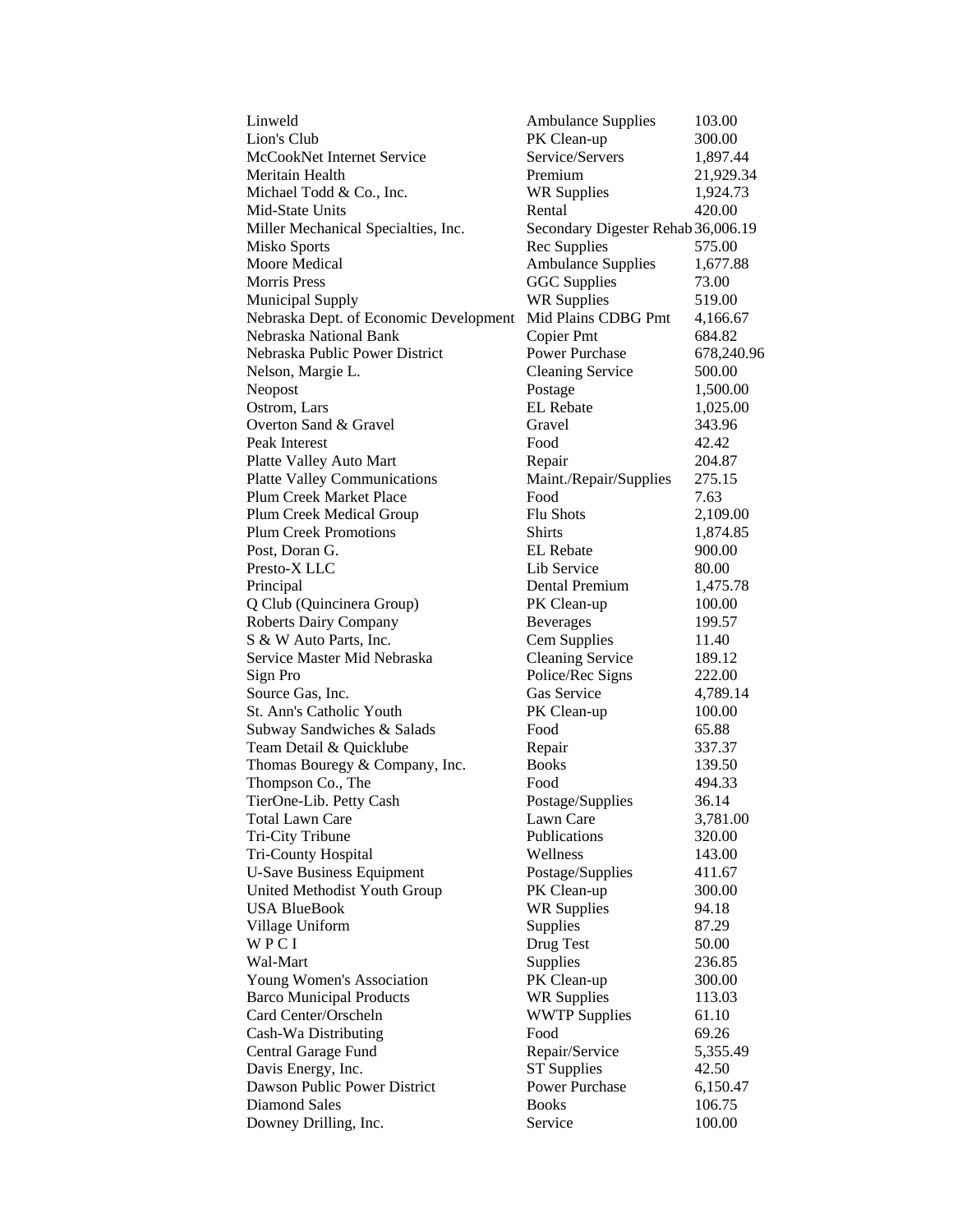| | | |
|---|---|---|
| Linweld | Ambulance Supplies | 103.00 |
| Lion's Club | PK Clean-up | 300.00 |
| McCookNet Internet Service | Service/Servers | 1,897.44 |
| Meritain Health | Premium | 21,929.34 |
| Michael Todd & Co., Inc. | WR Supplies | 1,924.73 |
| Mid-State Units | Rental | 420.00 |
| Miller Mechanical Specialties, Inc. | Secondary Digester Rehab | 36,006.19 |
| Misko Sports | Rec Supplies | 575.00 |
| Moore Medical | Ambulance Supplies | 1,677.88 |
| Morris Press | GGC Supplies | 73.00 |
| Municipal Supply | WR Supplies | 519.00 |
| Nebraska Dept. of Economic Development | Mid Plains CDBG Pmt | 4,166.67 |
| Nebraska National Bank | Copier Pmt | 684.82 |
| Nebraska Public Power District | Power Purchase | 678,240.96 |
| Nelson, Margie L. | Cleaning Service | 500.00 |
| Neopost | Postage | 1,500.00 |
| Ostrom, Lars | EL Rebate | 1,025.00 |
| Overton Sand & Gravel | Gravel | 343.96 |
| Peak Interest | Food | 42.42 |
| Platte Valley Auto Mart | Repair | 204.87 |
| Platte Valley Communications | Maint./Repair/Supplies | 275.15 |
| Plum Creek Market Place | Food | 7.63 |
| Plum Creek Medical Group | Flu Shots | 2,109.00 |
| Plum Creek Promotions | Shirts | 1,874.85 |
| Post, Doran G. | EL Rebate | 900.00 |
| Presto-X LLC | Lib Service | 80.00 |
| Principal | Dental Premium | 1,475.78 |
| Q Club (Quincinera Group) | PK Clean-up | 100.00 |
| Roberts Dairy Company | Beverages | 199.57 |
| S & W Auto Parts, Inc. | Cem Supplies | 11.40 |
| Service Master Mid Nebraska | Cleaning Service | 189.12 |
| Sign Pro | Police/Rec Signs | 222.00 |
| Source Gas, Inc. | Gas Service | 4,789.14 |
| St. Ann's Catholic Youth | PK Clean-up | 100.00 |
| Subway Sandwiches & Salads | Food | 65.88 |
| Team Detail & Quicklube | Repair | 337.37 |
| Thomas Bouregy & Company, Inc. | Books | 139.50 |
| Thompson Co., The | Food | 494.33 |
| TierOne-Lib. Petty Cash | Postage/Supplies | 36.14 |
| Total Lawn Care | Lawn Care | 3,781.00 |
| Tri-City Tribune | Publications | 320.00 |
| Tri-County Hospital | Wellness | 143.00 |
| U-Save Business Equipment | Postage/Supplies | 411.67 |
| United Methodist Youth Group | PK Clean-up | 300.00 |
| USA BlueBook | WR Supplies | 94.18 |
| Village Uniform | Supplies | 87.29 |
| W P C I | Drug Test | 50.00 |
| Wal-Mart | Supplies | 236.85 |
| Young Women's Association | PK Clean-up | 300.00 |
| Barco Municipal Products | WR Supplies | 113.03 |
| Card Center/Orscheln | WWTP Supplies | 61.10 |
| Cash-Wa Distributing | Food | 69.26 |
| Central Garage Fund | Repair/Service | 5,355.49 |
| Davis Energy, Inc. | ST Supplies | 42.50 |
| Dawson Public Power District | Power Purchase | 6,150.47 |
| Diamond Sales | Books | 106.75 |
| Downey Drilling, Inc. | Service | 100.00 |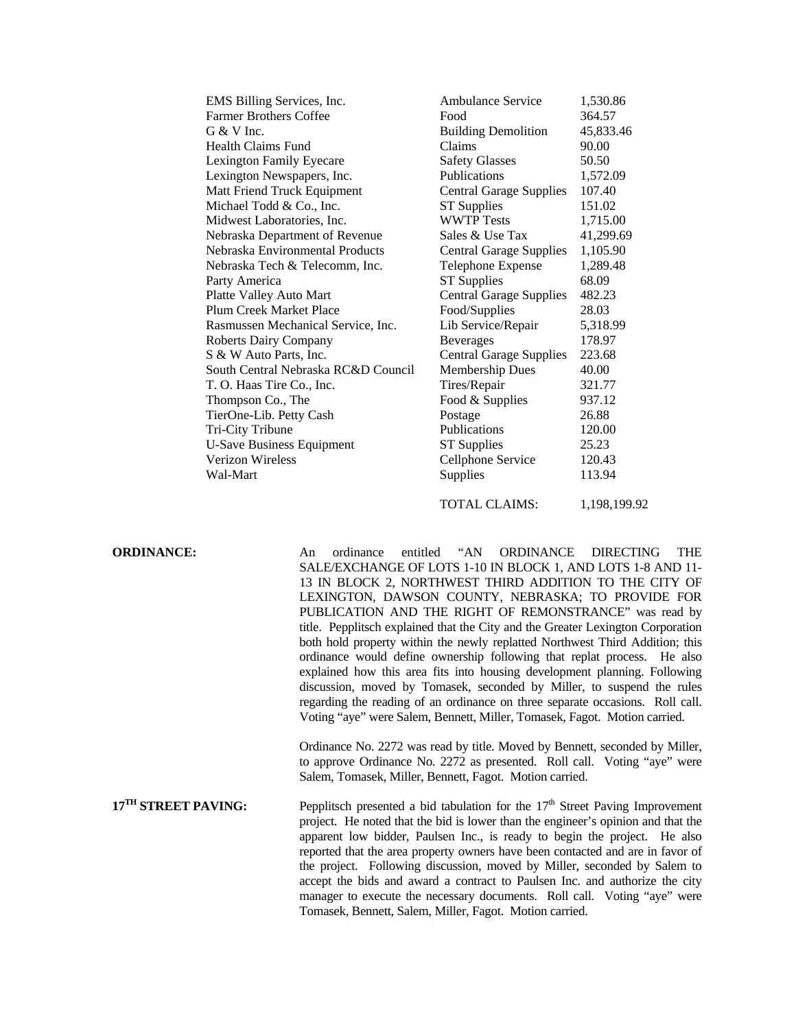| | | |
|---|---|---|
| EMS Billing Services, Inc. | Ambulance Service | 1,530.86 |
| Farmer Brothers Coffee | Food | 364.57 |
| G & V Inc. | Building Demolition | 45,833.46 |
| Health Claims Fund | Claims | 90.00 |
| Lexington Family Eyecare | Safety Glasses | 50.50 |
| Lexington Newspapers, Inc. | Publications | 1,572.09 |
| Matt Friend Truck Equipment | Central Garage Supplies | 107.40 |
| Michael Todd & Co., Inc. | ST Supplies | 151.02 |
| Midwest Laboratories, Inc. | WWTP Tests | 1,715.00 |
| Nebraska Department of Revenue | Sales & Use Tax | 41,299.69 |
| Nebraska Environmental Products | Central Garage Supplies | 1,105.90 |
| Nebraska Tech & Telecomm, Inc. | Telephone Expense | 1,289.48 |
| Party America | ST Supplies | 68.09 |
| Platte Valley Auto Mart | Central Garage Supplies | 482.23 |
| Plum Creek Market Place | Food/Supplies | 28.03 |
| Rasmussen Mechanical Service, Inc. | Lib Service/Repair | 5,318.99 |
| Roberts Dairy Company | Beverages | 178.97 |
| S & W Auto Parts, Inc. | Central Garage Supplies | 223.68 |
| South Central Nebraska RC&D Council | Membership Dues | 40.00 |
| T. O. Haas Tire Co., Inc. | Tires/Repair | 321.77 |
| Thompson Co., The | Food & Supplies | 937.12 |
| TierOne-Lib. Petty Cash | Postage | 26.88 |
| Tri-City Tribune | Publications | 120.00 |
| U-Save Business Equipment | ST Supplies | 25.23 |
| Verizon Wireless | Cellphone Service | 120.43 |
| Wal-Mart | Supplies | 113.94 |
| | TOTAL CLAIMS: | 1,198,199.92 |

**ORDINANCE:** An ordinance entitled "AN ORDINANCE DIRECTING THE SALE/EXCHANGE OF LOTS 1-10 IN BLOCK 1, AND LOTS 1-8 AND 11-13 IN BLOCK 2, NORTHWEST THIRD ADDITION TO THE CITY OF LEXINGTON, DAWSON COUNTY, NEBRASKA; TO PROVIDE FOR PUBLICATION AND THE RIGHT OF REMONSTRANCE" was read by title. Pepplitsch explained that the City and the Greater Lexington Corporation both hold property within the newly replatted Northwest Third Addition; this ordinance would define ownership following that replat process. He also explained how this area fits into housing development planning. Following discussion, moved by Tomasek, seconded by Miller, to suspend the rules regarding the reading of an ordinance on three separate occasions. Roll call. Voting "aye" were Salem, Bennett, Miller, Tomasek, Fagot. Motion carried.

Ordinance No. 2272 was read by title. Moved by Bennett, seconded by Miller, to approve Ordinance No. 2272 as presented. Roll call. Voting "aye" were Salem, Tomasek, Miller, Bennett, Fagot. Motion carried.

**17TH STREET PAVING:** Pepplitsch presented a bid tabulation for the 17th Street Paving Improvement project. He noted that the bid is lower than the engineer's opinion and that the apparent low bidder, Paulsen Inc., is ready to begin the project. He also reported that the area property owners have been contacted and are in favor of the project. Following discussion, moved by Miller, seconded by Salem to accept the bids and award a contract to Paulsen Inc. and authorize the city manager to execute the necessary documents. Roll call. Voting "aye" were Tomasek, Bennett, Salem, Miller, Fagot. Motion carried.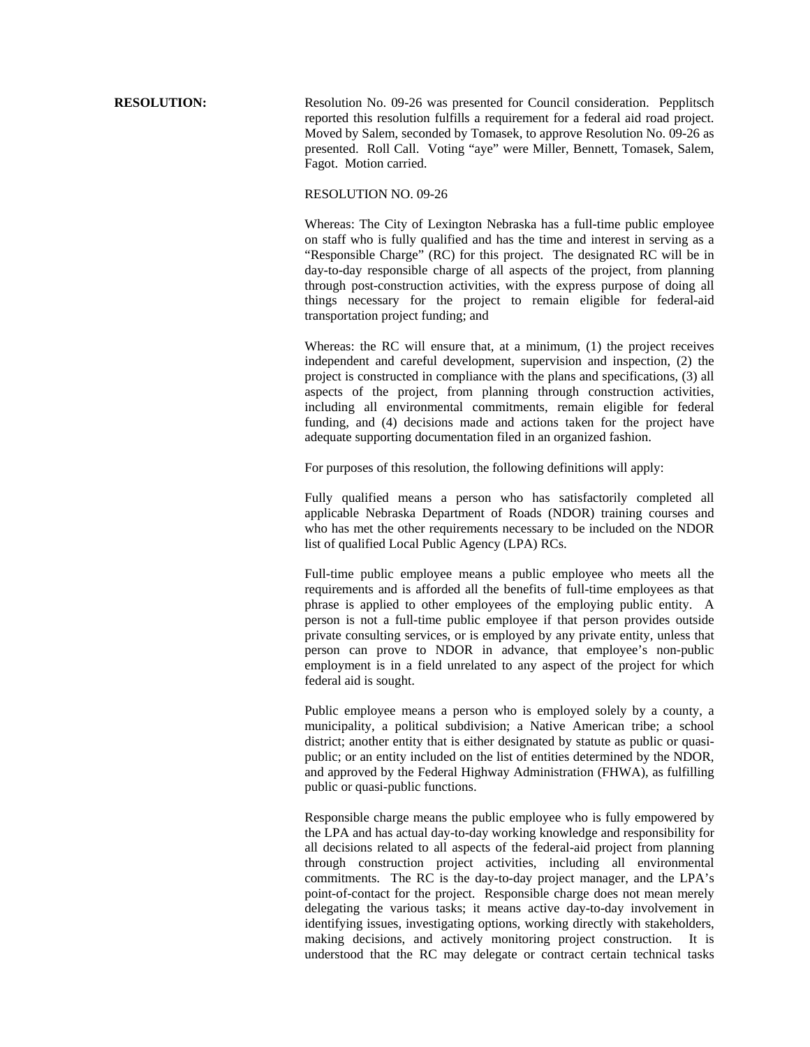**RESOLUTION:** Resolution No. 09-26 was presented for Council consideration. Pepplitsch reported this resolution fulfills a requirement for a federal aid road project. Moved by Salem, seconded by Tomasek, to approve Resolution No. 09-26 as presented. Roll Call. Voting "aye" were Miller, Bennett, Tomasek, Salem, Fagot. Motion carried.

RESOLUTION NO. 09-26

Whereas: The City of Lexington Nebraska has a full-time public employee on staff who is fully qualified and has the time and interest in serving as a "Responsible Charge" (RC) for this project. The designated RC will be in day-to-day responsible charge of all aspects of the project, from planning through post-construction activities, with the express purpose of doing all things necessary for the project to remain eligible for federal-aid transportation project funding; and

Whereas: the RC will ensure that, at a minimum, (1) the project receives independent and careful development, supervision and inspection, (2) the project is constructed in compliance with the plans and specifications, (3) all aspects of the project, from planning through construction activities, including all environmental commitments, remain eligible for federal funding, and (4) decisions made and actions taken for the project have adequate supporting documentation filed in an organized fashion.

For purposes of this resolution, the following definitions will apply:

Fully qualified means a person who has satisfactorily completed all applicable Nebraska Department of Roads (NDOR) training courses and who has met the other requirements necessary to be included on the NDOR list of qualified Local Public Agency (LPA) RCs.

Full-time public employee means a public employee who meets all the requirements and is afforded all the benefits of full-time employees as that phrase is applied to other employees of the employing public entity. A person is not a full-time public employee if that person provides outside private consulting services, or is employed by any private entity, unless that person can prove to NDOR in advance, that employee's non-public employment is in a field unrelated to any aspect of the project for which federal aid is sought.

Public employee means a person who is employed solely by a county, a municipality, a political subdivision; a Native American tribe; a school district; another entity that is either designated by statute as public or quasi-public; or an entity included on the list of entities determined by the NDOR, and approved by the Federal Highway Administration (FHWA), as fulfilling public or quasi-public functions.

Responsible charge means the public employee who is fully empowered by the LPA and has actual day-to-day working knowledge and responsibility for all decisions related to all aspects of the federal-aid project from planning through construction project activities, including all environmental commitments. The RC is the day-to-day project manager, and the LPA's point-of-contact for the project. Responsible charge does not mean merely delegating the various tasks; it means active day-to-day involvement in identifying issues, investigating options, working directly with stakeholders, making decisions, and actively monitoring project construction. It is understood that the RC may delegate or contract certain technical tasks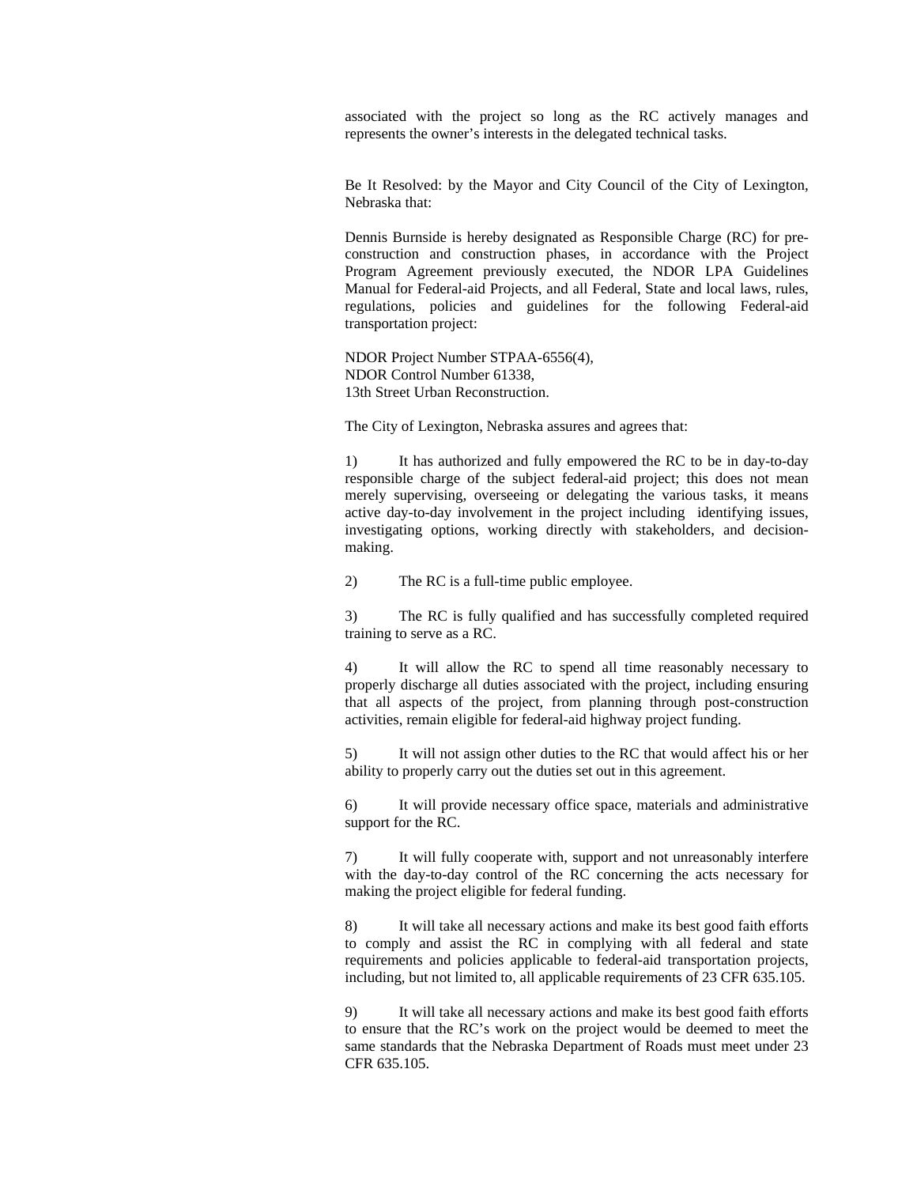associated with the project so long as the RC actively manages and represents the owner's interests in the delegated technical tasks.

Be It Resolved: by the Mayor and City Council of the City of Lexington, Nebraska that:

Dennis Burnside is hereby designated as Responsible Charge (RC) for pre-construction and construction phases, in accordance with the Project Program Agreement previously executed, the NDOR LPA Guidelines Manual for Federal-aid Projects, and all Federal, State and local laws, rules, regulations, policies and guidelines for the following Federal-aid transportation project:

NDOR Project Number STPAA-6556(4),
NDOR Control Number 61338,
13th Street Urban Reconstruction.

The City of Lexington, Nebraska assures and agrees that:

1) It has authorized and fully empowered the RC to be in day-to-day responsible charge of the subject federal-aid project; this does not mean merely supervising, overseeing or delegating the various tasks, it means active day-to-day involvement in the project including identifying issues, investigating options, working directly with stakeholders, and decision-making.

2) The RC is a full-time public employee.

3) The RC is fully qualified and has successfully completed required training to serve as a RC.

4) It will allow the RC to spend all time reasonably necessary to properly discharge all duties associated with the project, including ensuring that all aspects of the project, from planning through post-construction activities, remain eligible for federal-aid highway project funding.

5) It will not assign other duties to the RC that would affect his or her ability to properly carry out the duties set out in this agreement.

6) It will provide necessary office space, materials and administrative support for the RC.

7) It will fully cooperate with, support and not unreasonably interfere with the day-to-day control of the RC concerning the acts necessary for making the project eligible for federal funding.

8) It will take all necessary actions and make its best good faith efforts to comply and assist the RC in complying with all federal and state requirements and policies applicable to federal-aid transportation projects, including, but not limited to, all applicable requirements of 23 CFR 635.105.

9) It will take all necessary actions and make its best good faith efforts to ensure that the RC's work on the project would be deemed to meet the same standards that the Nebraska Department of Roads must meet under 23 CFR 635.105.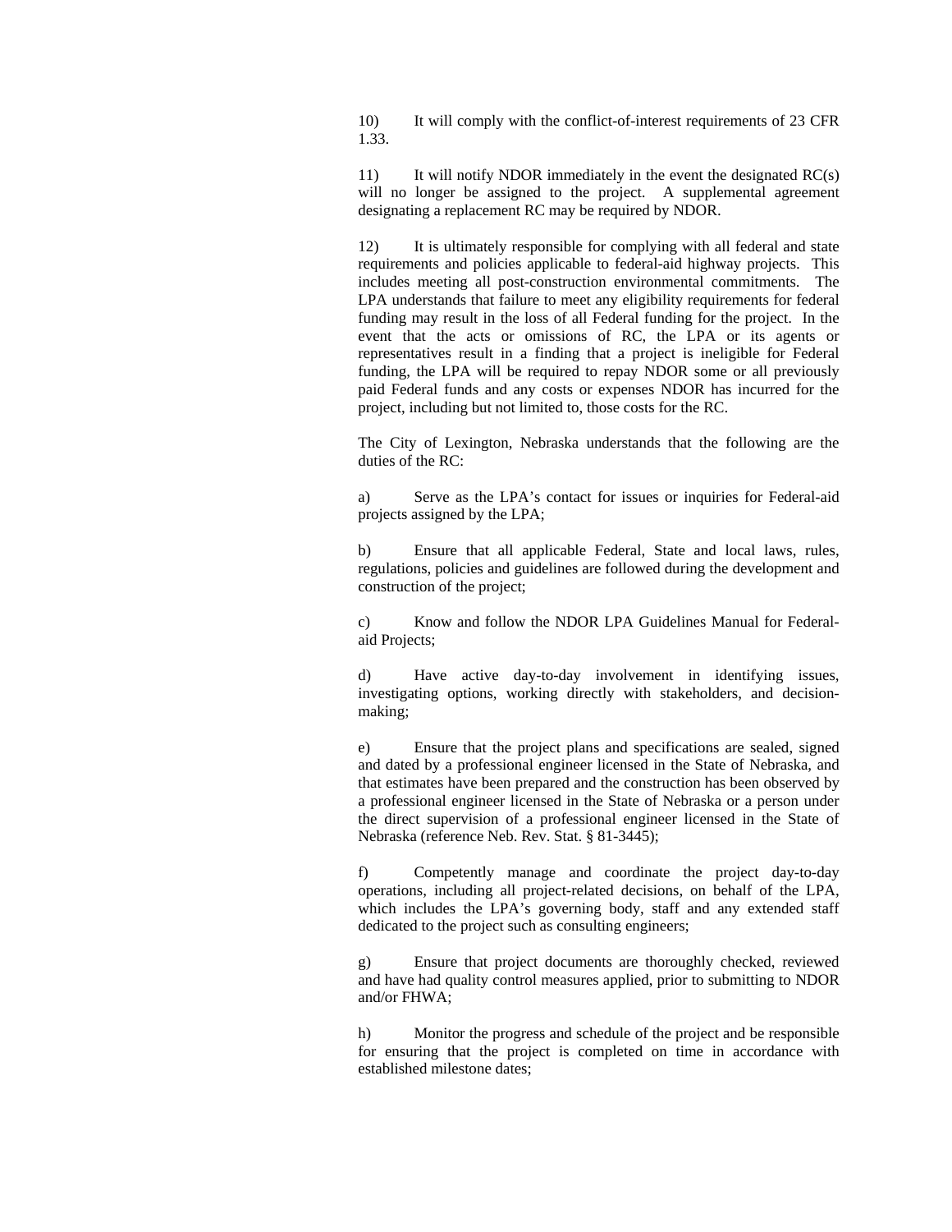10) It will comply with the conflict-of-interest requirements of 23 CFR 1.33.

11) It will notify NDOR immediately in the event the designated RC(s) will no longer be assigned to the project. A supplemental agreement designating a replacement RC may be required by NDOR.

12) It is ultimately responsible for complying with all federal and state requirements and policies applicable to federal-aid highway projects. This includes meeting all post-construction environmental commitments. The LPA understands that failure to meet any eligibility requirements for federal funding may result in the loss of all Federal funding for the project. In the event that the acts or omissions of RC, the LPA or its agents or representatives result in a finding that a project is ineligible for Federal funding, the LPA will be required to repay NDOR some or all previously paid Federal funds and any costs or expenses NDOR has incurred for the project, including but not limited to, those costs for the RC.

The City of Lexington, Nebraska understands that the following are the duties of the RC:

a) Serve as the LPA's contact for issues or inquiries for Federal-aid projects assigned by the LPA;

b) Ensure that all applicable Federal, State and local laws, rules, regulations, policies and guidelines are followed during the development and construction of the project;

c) Know and follow the NDOR LPA Guidelines Manual for Federal-aid Projects;

d) Have active day-to-day involvement in identifying issues, investigating options, working directly with stakeholders, and decision-making;

e) Ensure that the project plans and specifications are sealed, signed and dated by a professional engineer licensed in the State of Nebraska, and that estimates have been prepared and the construction has been observed by a professional engineer licensed in the State of Nebraska or a person under the direct supervision of a professional engineer licensed in the State of Nebraska (reference Neb. Rev. Stat. § 81-3445);

f) Competently manage and coordinate the project day-to-day operations, including all project-related decisions, on behalf of the LPA, which includes the LPA's governing body, staff and any extended staff dedicated to the project such as consulting engineers;

g) Ensure that project documents are thoroughly checked, reviewed and have had quality control measures applied, prior to submitting to NDOR and/or FHWA;

h) Monitor the progress and schedule of the project and be responsible for ensuring that the project is completed on time in accordance with established milestone dates;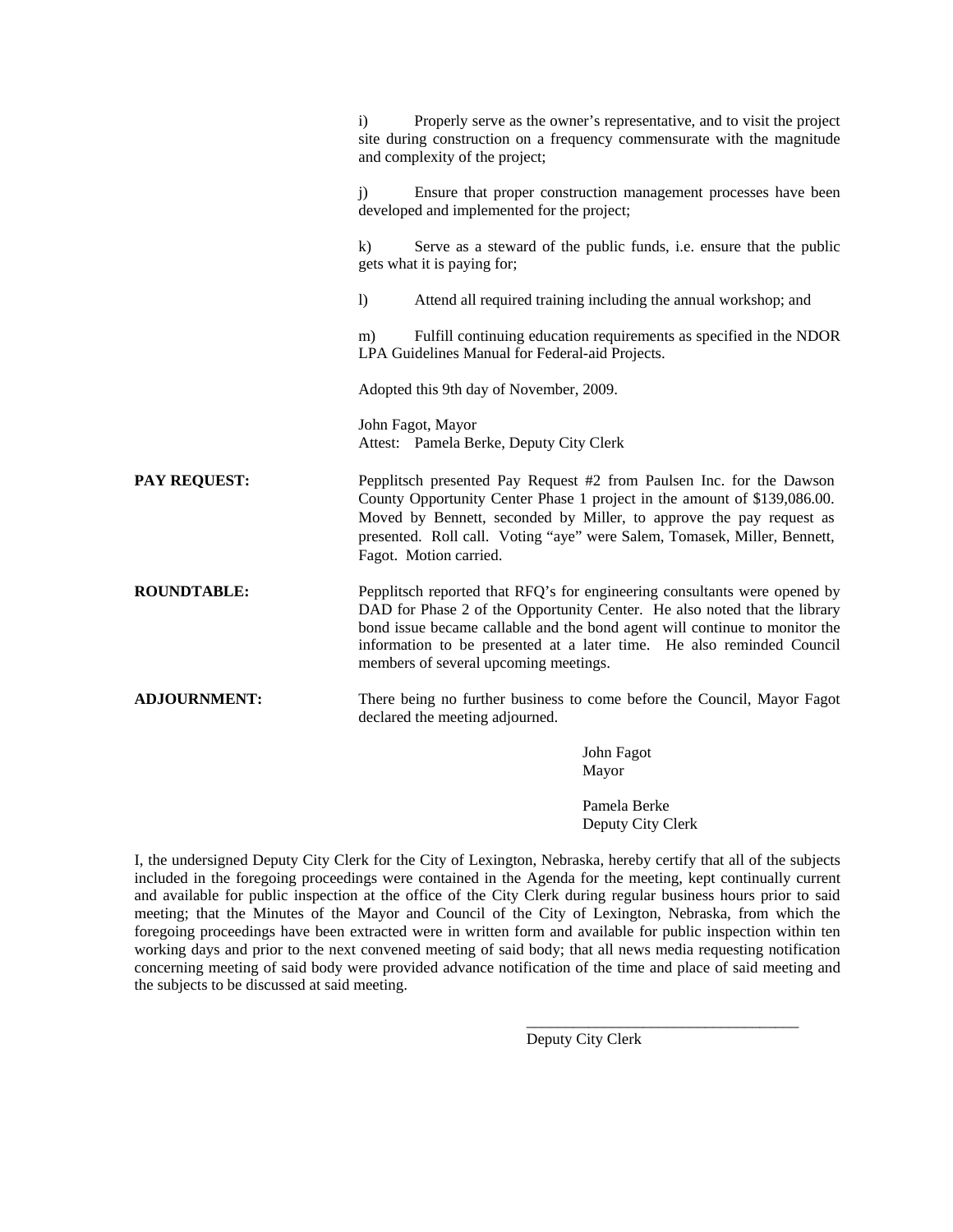i) Properly serve as the owner's representative, and to visit the project site during construction on a frequency commensurate with the magnitude and complexity of the project;

j) Ensure that proper construction management processes have been developed and implemented for the project;

k) Serve as a steward of the public funds, i.e. ensure that the public gets what it is paying for;

l) Attend all required training including the annual workshop; and

m) Fulfill continuing education requirements as specified in the NDOR LPA Guidelines Manual for Federal-aid Projects.

Adopted this 9th day of November, 2009.

John Fagot, Mayor
Attest: Pamela Berke, Deputy City Clerk

**PAY REQUEST:** Pepplitsch presented Pay Request #2 from Paulsen Inc. for the Dawson County Opportunity Center Phase 1 project in the amount of $139,086.00. Moved by Bennett, seconded by Miller, to approve the pay request as presented. Roll call. Voting "aye" were Salem, Tomasek, Miller, Bennett, Fagot. Motion carried.

**ROUNDTABLE:** Pepplitsch reported that RFQ's for engineering consultants were opened by DAD for Phase 2 of the Opportunity Center. He also noted that the library bond issue became callable and the bond agent will continue to monitor the information to be presented at a later time. He also reminded Council members of several upcoming meetings.

**ADJOURNMENT:** There being no further business to come before the Council, Mayor Fagot declared the meeting adjourned.

John Fagot
Mayor

Pamela Berke
Deputy City Clerk

I, the undersigned Deputy City Clerk for the City of Lexington, Nebraska, hereby certify that all of the subjects included in the foregoing proceedings were contained in the Agenda for the meeting, kept continually current and available for public inspection at the office of the City Clerk during regular business hours prior to said meeting; that the Minutes of the Mayor and Council of the City of Lexington, Nebraska, from which the foregoing proceedings have been extracted were in written form and available for public inspection within ten working days and prior to the next convened meeting of said body; that all news media requesting notification concerning meeting of said body were provided advance notification of the time and place of said meeting and the subjects to be discussed at said meeting.

\_\_\_\_\_\_\_\_\_\_\_\_\_\_\_\_\_\_\_\_\_\_\_\_\_\_\_\_\_\_\_\_\_\_\_
Deputy City Clerk